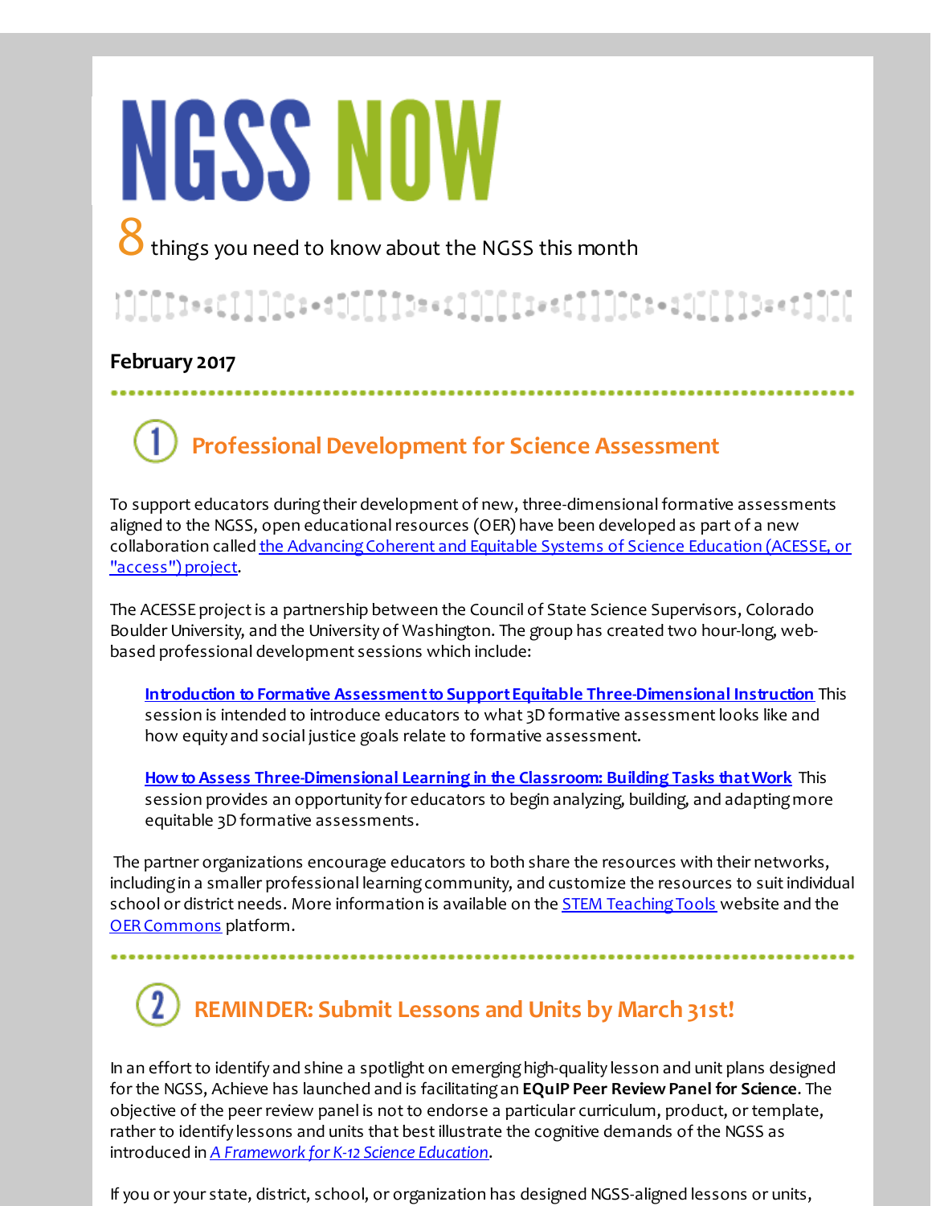# NGSS NOW

8 things you need to know about the NGSS this month

**February 2017**

## 1 Professional Development for Science Assessment

To support educators during their development of new, three-dimensional formative assessments aligned to the NGSS, open educational resources (OER) have been developed as part of a new collaboration called the Advancing Coherent and Equitable Systems of Science Education (ACESSE, or "access") project.

The ACESSE project is a partnership between the Council of State Science Supervisors, Colorado Boulder University, and the University of Washington. The group has created two hour-long, web-based professional development sessions which include:

> **Introduction to Formative Assessment to Support Equitable Three-Dimensional Instruction** This session is intended to introduce educators to what 3D formative assessment looks like and how equity and social justice goals relate to formative assessment.
>
> **How to Assess Three-Dimensional Learning in the Classroom: Building Tasks that Work** This session provides an opportunity for educators to begin analyzing, building, and adapting more equitable 3D formative assessments.

The partner organizations encourage educators to both share the resources with their networks, including in a smaller professional learning community, and customize the resources to suit individual school or district needs. More information is available on the STEM Teaching Tools website and the OER Commons platform.

## 2 REMINDER: Submit Lessons and Units by March 31st!

In an effort to identify and shine a spotlight on emerging high-quality lesson and unit plans designed for the NGSS, Achieve has launched and is facilitating an **EQuIP Peer Review Panel for Science**. The objective of the peer review panel is not to endorse a particular curriculum, product, or template, rather to identify lessons and units that best illustrate the cognitive demands of the NGSS as introduced in *A Framework for K-12 Science Education*.

If you or your state, district, school, or organization has designed NGSS-aligned lessons or units,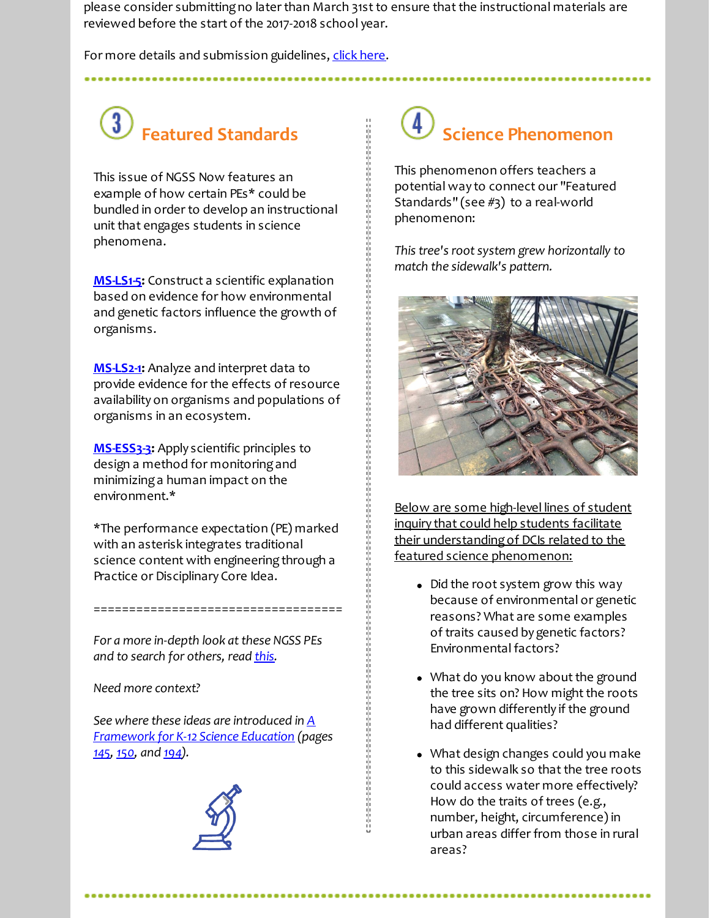please consider submitting no later than March 31st to ensure that the instructional materials are reviewed before the start of the 2017-2018 school year.

For more details and submission guidelines, [click here](#).

## 3 Featured Standards

This issue of NGSS Now features an example of how certain PEs* could be bundled in order to develop an instructional unit that engages students in science phenomena.

**[MS-LS1-5](#):** Construct a scientific explanation based on evidence for how environmental and genetic factors influence the growth of organisms.

**[MS-LS2-1](#):** Analyze and interpret data to provide evidence for the effects of resource availability on organisms and populations of organisms in an ecosystem.

**[MS-ESS3-3](#):** Apply scientific principles to design a method for monitoring and minimizing a human impact on the environment.*

*The performance expectation (PE) marked with an asterisk integrates traditional science content with engineering through a Practice or Disciplinary Core Idea.

==================================

*For a more in-depth look at these NGSS PEs and to search for others, read [this](#).*

*Need more context?*

*See where these ideas are introduced in [A Framework for K-12 Science Education](#) (pages [145](#), [150](#), and [194](#)).*

## 4 Science Phenomenon

This phenomenon offers teachers a potential way to connect our "Featured Standards" (see #3) to a real-world phenomenon:

*This tree's root system grew horizontally to match the sidewalk's pattern.*

Below are some high-level lines of student inquiry that could help students facilitate their understanding of DCIs related to the featured science phenomenon:

- Did the root system grow this way because of environmental or genetic reasons? What are some examples of traits caused by genetic factors? Environmental factors?
- What do you know about the ground the tree sits on? How might the roots have grown differently if the ground had different qualities?
- What design changes could you make to this sidewalk so that the tree roots could access water more effectively? How do the traits of trees (e.g., number, height, circumference) in urban areas differ from those in rural areas?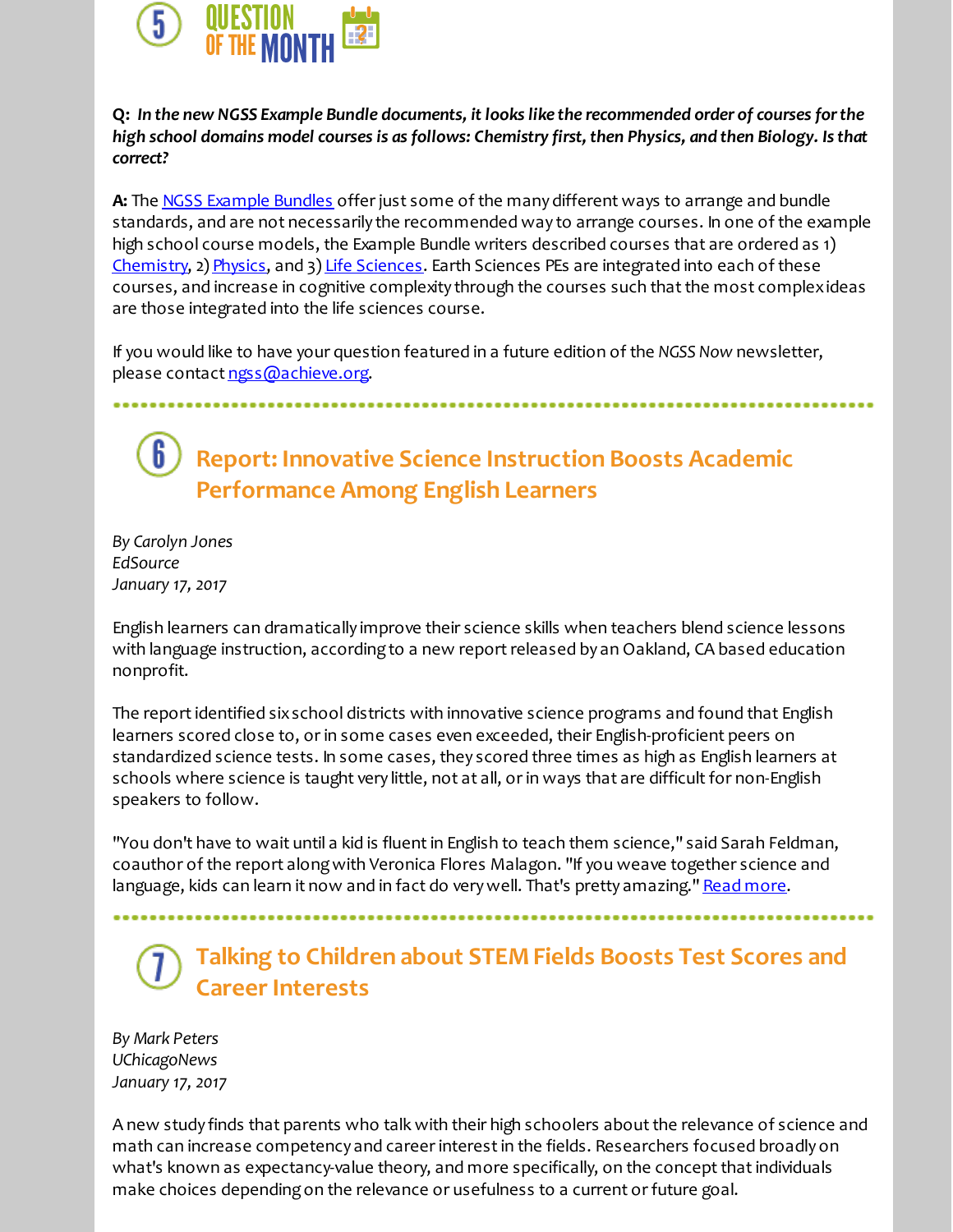## 5 QUESTION OF THE MONTH

**Q:** ***In the new NGSS Example Bundle documents, it looks like the recommended order of courses for the high school domains model courses is as follows: Chemistry first, then Physics, and then Biology. Is that correct?***

**A:** The NGSS Example Bundles offer just some of the many different ways to arrange and bundle standards, and are not necessarily the recommended way to arrange courses. In one of the example high school course models, the Example Bundle writers described courses that are ordered as 1) Chemistry, 2) Physics, and 3) Life Sciences. Earth Sciences PEs are integrated into each of these courses, and increase in cognitive complexity through the courses such that the most complex ideas are those integrated into the life sciences course.

If you would like to have your question featured in a future edition of the *NGSS Now* newsletter, please contact ngss@achieve.org.

## 6 Report: Innovative Science Instruction Boosts Academic Performance Among English Learners

*By Carolyn Jones*
*EdSource*
*January 17, 2017*

English learners can dramatically improve their science skills when teachers blend science lessons with language instruction, according to a new report released by an Oakland, CA based education nonprofit.

The report identified six school districts with innovative science programs and found that English learners scored close to, or in some cases even exceeded, their English-proficient peers on standardized science tests. In some cases, they scored three times as high as English learners at schools where science is taught very little, not at all, or in ways that are difficult for non-English speakers to follow.

"You don't have to wait until a kid is fluent in English to teach them science," said Sarah Feldman, coauthor of the report along with Veronica Flores Malagon. "If you weave together science and language, kids can learn it now and in fact do very well. That's pretty amazing." Read more.

## 7 Talking to Children about STEM Fields Boosts Test Scores and Career Interests

*By Mark Peters*
*UChicagoNews*
*January 17, 2017*

A new study finds that parents who talk with their high schoolers about the relevance of science and math can increase competency and career interest in the fields. Researchers focused broadly on what's known as expectancy-value theory, and more specifically, on the concept that individuals make choices depending on the relevance or usefulness to a current or future goal.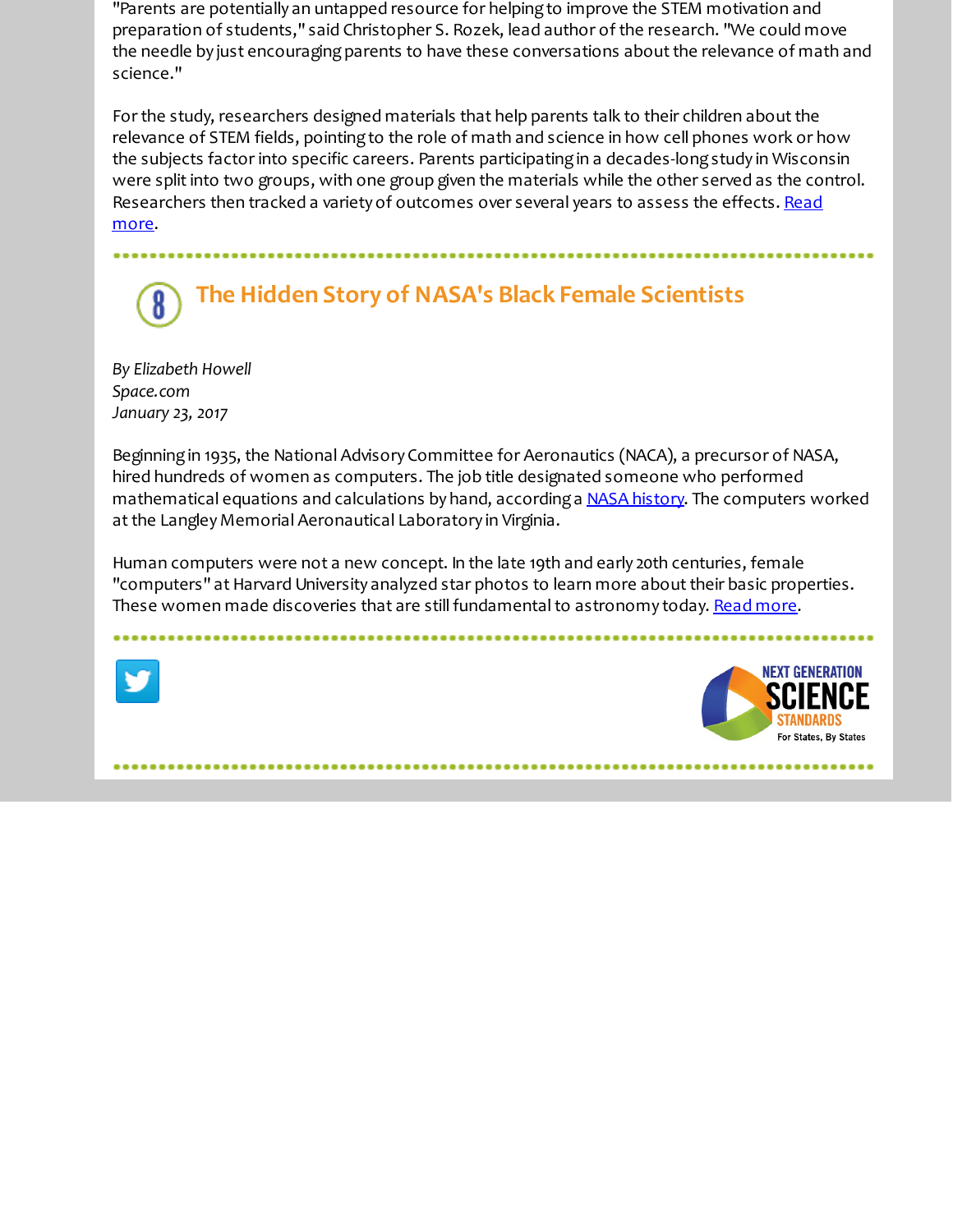"Parents are potentially an untapped resource for helping to improve the STEM motivation and preparation of students," said Christopher S. Rozek, lead author of the research. "We could move the needle by just encouraging parents to have these conversations about the relevance of math and science."

For the study, researchers designed materials that help parents talk to their children about the relevance of STEM fields, pointing to the role of math and science in how cell phones work or how the subjects factor into specific careers. Parents participating in a decades-long study in Wisconsin were split into two groups, with one group given the materials while the other served as the control. Researchers then tracked a variety of outcomes over several years to assess the effects. Read more.

## 8 The Hidden Story of NASA's Black Female Scientists

*By Elizabeth Howell*
*Space.com*
*January 23, 2017*

Beginning in 1935, the National Advisory Committee for Aeronautics (NACA), a precursor of NASA, hired hundreds of women as computers. The job title designated someone who performed mathematical equations and calculations by hand, according a NASA history. The computers worked at the Langley Memorial Aeronautical Laboratory in Virginia.

Human computers were not a new concept. In the late 19th and early 20th centuries, female "computers" at Harvard University analyzed star photos to learn more about their basic properties. These women made discoveries that are still fundamental to astronomy today. Read more.

NEXT GENERATION SCIENCE STANDARDS
For States, By States